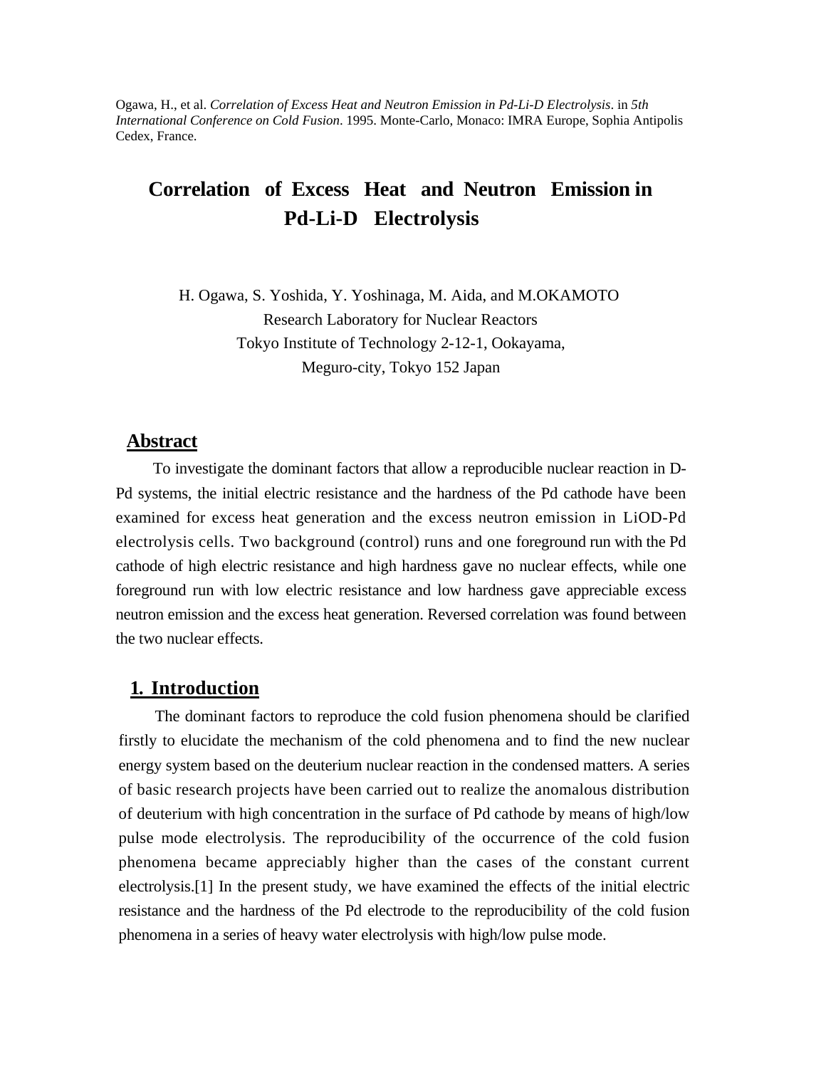Ogawa, H., et al. *Correlation of Excess Heat and Neutron Emission in Pd-Li-D Electrolysis*. in *5th International Conference on Cold Fusion*. 1995. Monte-Carlo, Monaco: IMRA Europe, Sophia Antipolis Cedex, France.

# Correlation of Excess Heat and Neutron Emission in Pd-Li-D Electrolysis

H. Ogawa, S. Yoshida, Y. Yoshinaga, M. Aida, and M.OKAMOTO
Research Laboratory for Nuclear Reactors
Tokyo Institute of Technology 2-12-1, Ookayama,
Meguro-city, Tokyo 152 Japan

## Abstract

To investigate the dominant factors that allow a reproducible nuclear reaction in D-Pd systems, the initial electric resistance and the hardness of the Pd cathode have been examined for excess heat generation and the excess neutron emission in LiOD-Pd electrolysis cells. Two background (control) runs and one foreground run with the Pd cathode of high electric resistance and high hardness gave no nuclear effects, while one foreground run with low electric resistance and low hardness gave appreciable excess neutron emission and the excess heat generation. Reversed correlation was found between the two nuclear effects.

## 1. Introduction

The dominant factors to reproduce the cold fusion phenomena should be clarified firstly to elucidate the mechanism of the cold phenomena and to find the new nuclear energy system based on the deuterium nuclear reaction in the condensed matters. A series of basic research projects have been carried out to realize the anomalous distribution of deuterium with high concentration in the surface of Pd cathode by means of high/low pulse mode electrolysis. The reproducibility of the occurrence of the cold fusion phenomena became appreciably higher than the cases of the constant current electrolysis.[1] In the present study, we have examined the effects of the initial electric resistance and the hardness of the Pd electrode to the reproducibility of the cold fusion phenomena in a series of heavy water electrolysis with high/low pulse mode.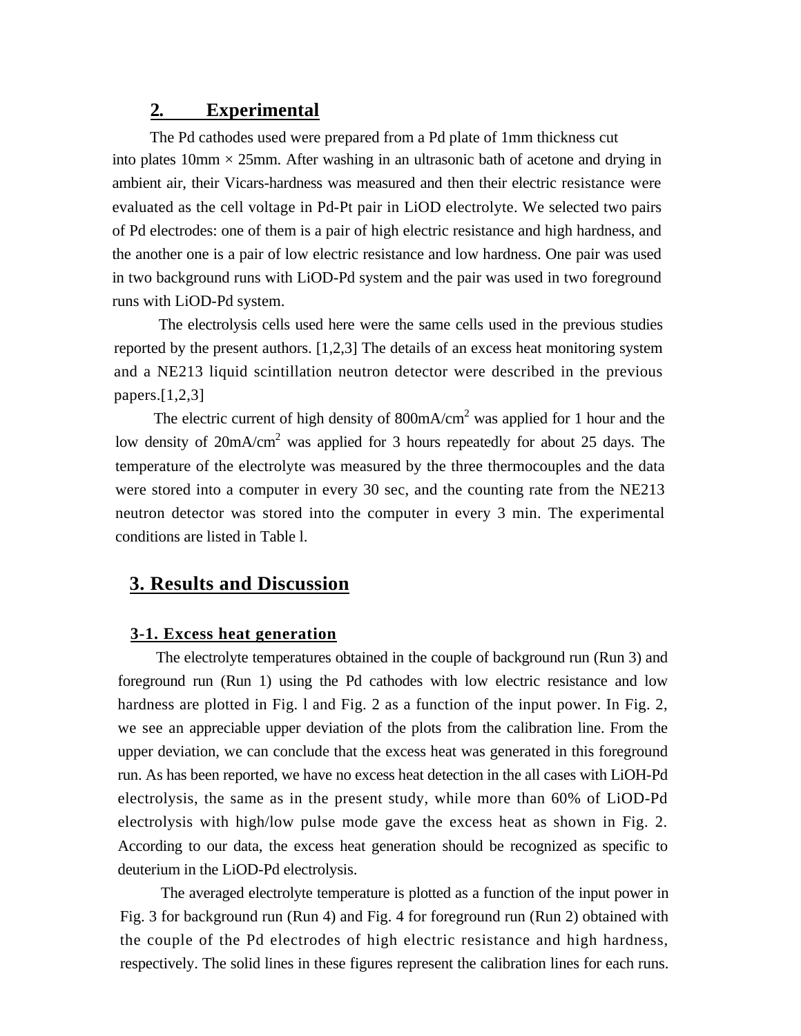## 2. Experimental

The Pd cathodes used were prepared from a Pd plate of 1mm thickness cut into plates 10mm × 25mm. After washing in an ultrasonic bath of acetone and drying in ambient air, their Vicars-hardness was measured and then their electric resistance were evaluated as the cell voltage in Pd-Pt pair in LiOD electrolyte. We selected two pairs of Pd electrodes: one of them is a pair of high electric resistance and high hardness, and the another one is a pair of low electric resistance and low hardness. One pair was used in two background runs with LiOD-Pd system and the pair was used in two foreground runs with LiOD-Pd system.

The electrolysis cells used here were the same cells used in the previous studies reported by the present authors. [1,2,3] The details of an excess heat monitoring system and a NE213 liquid scintillation neutron detector were described in the previous papers.[1,2,3]

The electric current of high density of 800mA/cm$^2$ was applied for 1 hour and the low density of 20mA/cm$^2$ was applied for 3 hours repeatedly for about 25 days. The temperature of the electrolyte was measured by the three thermocouples and the data were stored into a computer in every 30 sec, and the counting rate from the NE213 neutron detector was stored into the computer in every 3 min. The experimental conditions are listed in Table l.

## 3. Results and Discussion

### 3-1. Excess heat generation

The electrolyte temperatures obtained in the couple of background run (Run 3) and foreground run (Run 1) using the Pd cathodes with low electric resistance and low hardness are plotted in Fig. l and Fig. 2 as a function of the input power. In Fig. 2, we see an appreciable upper deviation of the plots from the calibration line. From the upper deviation, we can conclude that the excess heat was generated in this foreground run. As has been reported, we have no excess heat detection in the all cases with LiOH-Pd electrolysis, the same as in the present study, while more than 60% of LiOD-Pd electrolysis with high/low pulse mode gave the excess heat as shown in Fig. 2. According to our data, the excess heat generation should be recognized as specific to deuterium in the LiOD-Pd electrolysis.

The averaged electrolyte temperature is plotted as a function of the input power in Fig. 3 for background run (Run 4) and Fig. 4 for foreground run (Run 2) obtained with the couple of the Pd electrodes of high electric resistance and high hardness, respectively. The solid lines in these figures represent the calibration lines for each runs.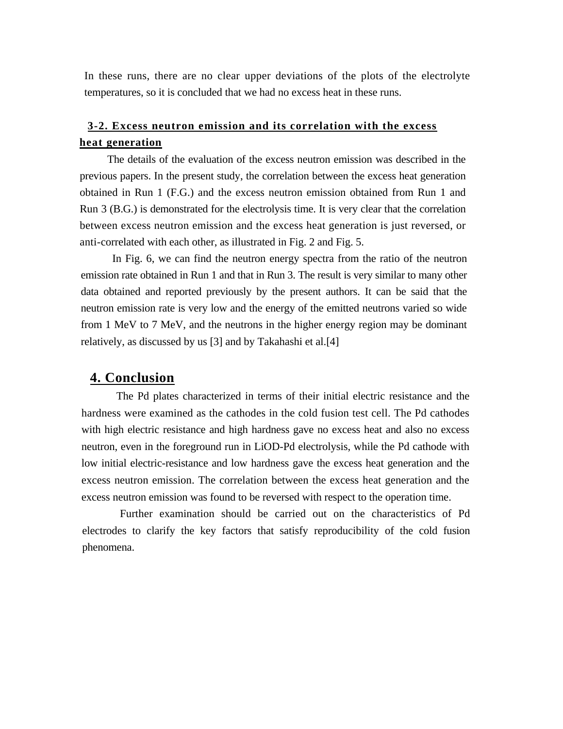In these runs, there are no clear upper deviations of the plots of the electrolyte temperatures, so it is concluded that we had no excess heat in these runs.

### 3-2. Excess neutron emission and its correlation with the excess heat generation

The details of the evaluation of the excess neutron emission was described in the previous papers. In the present study, the correlation between the excess heat generation obtained in Run 1 (F.G.) and the excess neutron emission obtained from Run 1 and Run 3 (B.G.) is demonstrated for the electrolysis time. It is very clear that the correlation between excess neutron emission and the excess heat generation is just reversed, or anti-correlated with each other, as illustrated in Fig. 2 and Fig. 5.

In Fig. 6, we can find the neutron energy spectra from the ratio of the neutron emission rate obtained in Run 1 and that in Run 3. The result is very similar to many other data obtained and reported previously by the present authors. It can be said that the neutron emission rate is very low and the energy of the emitted neutrons varied so wide from 1 MeV to 7 MeV, and the neutrons in the higher energy region may be dominant relatively, as discussed by us [3] and by Takahashi et al.[4]

## 4. Conclusion

The Pd plates characterized in terms of their initial electric resistance and the hardness were examined as the cathodes in the cold fusion test cell. The Pd cathodes with high electric resistance and high hardness gave no excess heat and also no excess neutron, even in the foreground run in LiOD-Pd electrolysis, while the Pd cathode with low initial electric-resistance and low hardness gave the excess heat generation and the excess neutron emission. The correlation between the excess heat generation and the excess neutron emission was found to be reversed with respect to the operation time.

Further examination should be carried out on the characteristics of Pd electrodes to clarify the key factors that satisfy reproducibility of the cold fusion phenomena.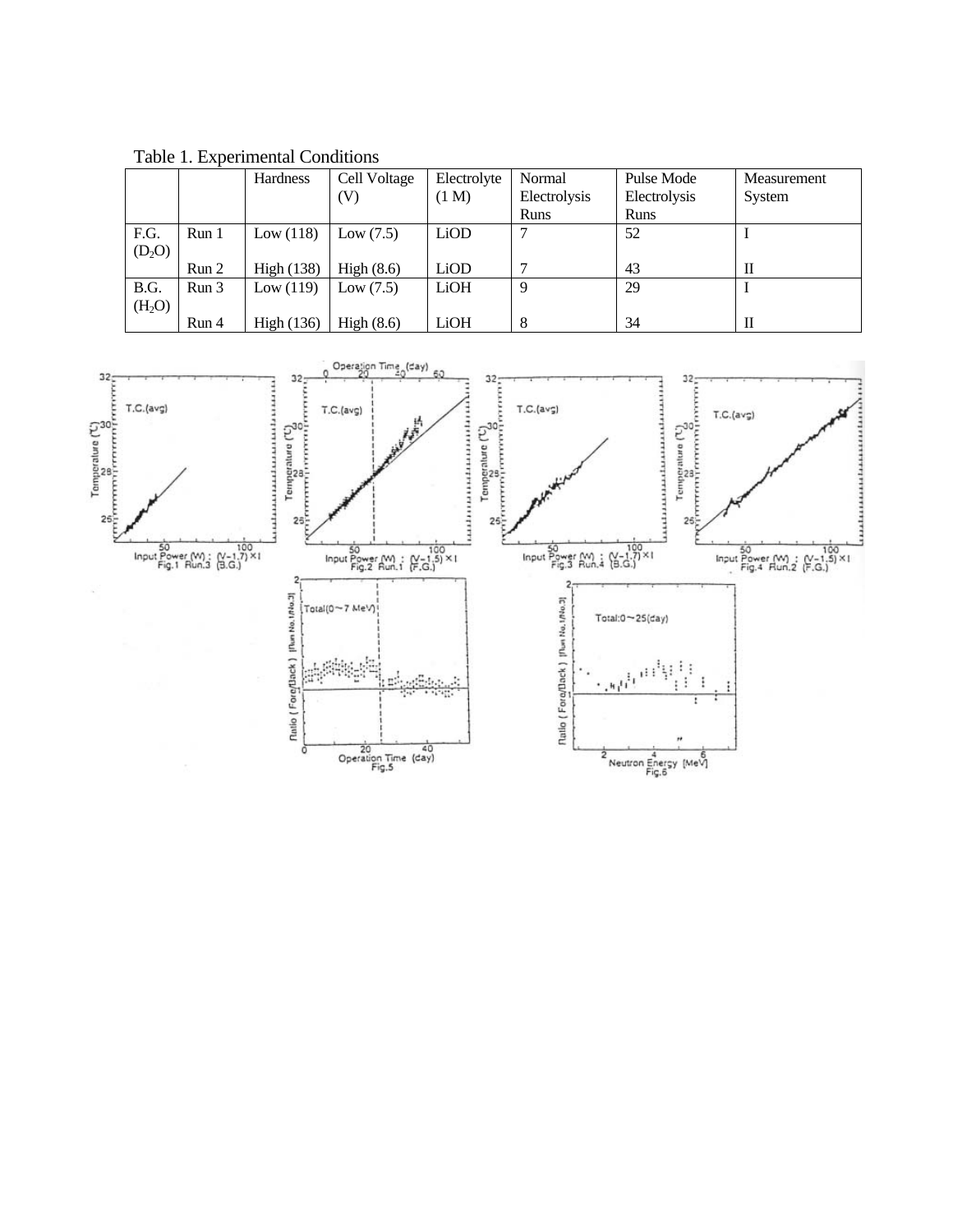Table 1. Experimental Conditions

| | | Hardness | Cell Voltage (V) | Electrolyte (1 M) | Normal Electrolysis Runs | Pulse Mode Electrolysis Runs | Measurement System |
|---|---|---|---|---|---|---|---|
| F.G. ($D_2O$) | Run 1 | Low (118) | Low (7.5) | LiOD | 7 | 52 | I |
| | Run 2 | High (138) | High (8.6) | LiOD | 7 | 43 | II |
| B.G. ($H_2O$) | Run 3 | Low (119) | Low (7.5) | LiOH | 9 | 29 | I |
| | Run 4 | High (136) | High (8.6) | LiOH | 8 | 34 | II |

Input Power (W) : (V−1.7) × I
Fig.1 Run.3 (B.G.)

Input Power (W) : (V−1.5) × I
Fig.2 Run.1 (F.G.)

Input Power (W) : (V−1.7) × I
Fig.3 Run.4 (B.G.)

Input Power (W) : (V−1.5) × I
Fig.4 Run.2 (F.G.)

Fig.5

Fig.6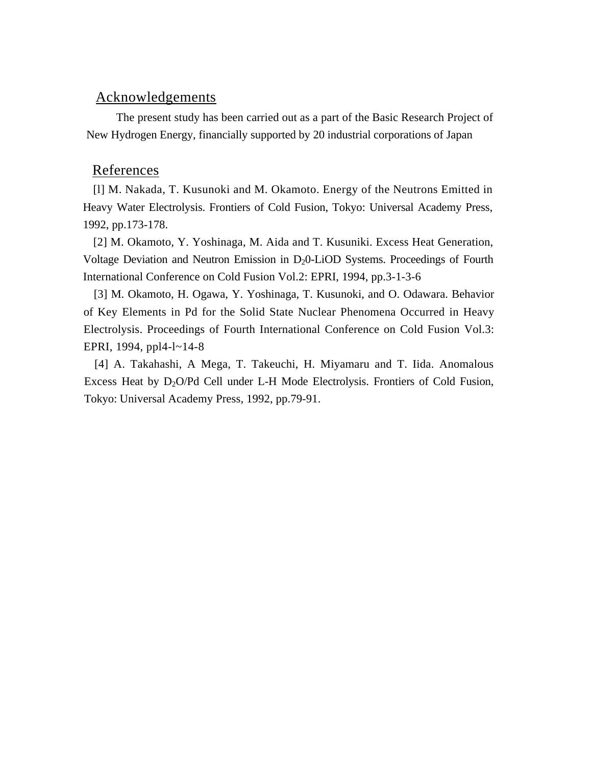## Acknowledgements

The present study has been carried out as a part of the Basic Research Project of New Hydrogen Energy, financially supported by 20 industrial corporations of Japan

## References

[l] M. Nakada, T. Kusunoki and M. Okamoto. Energy of the Neutrons Emitted in Heavy Water Electrolysis. Frontiers of Cold Fusion, Tokyo: Universal Academy Press, 1992, pp.173-178.

[2] M. Okamoto, Y. Yoshinaga, M. Aida and T. Kusuniki. Excess Heat Generation, Voltage Deviation and Neutron Emission in $D_20$-LiOD Systems. Proceedings of Fourth International Conference on Cold Fusion Vol.2: EPRI, 1994, pp.3-1-3-6

[3] M. Okamoto, H. Ogawa, Y. Yoshinaga, T. Kusunoki, and O. Odawara. Behavior of Key Elements in Pd for the Solid State Nuclear Phenomena Occurred in Heavy Electrolysis. Proceedings of Fourth International Conference on Cold Fusion Vol.3: EPRI, 1994, ppl4-l~14-8

[4] A. Takahashi, A Mega, T. Takeuchi, H. Miyamaru and T. Iida. Anomalous Excess Heat by $D_2O$/Pd Cell under L-H Mode Electrolysis. Frontiers of Cold Fusion, Tokyo: Universal Academy Press, 1992, pp.79-91.